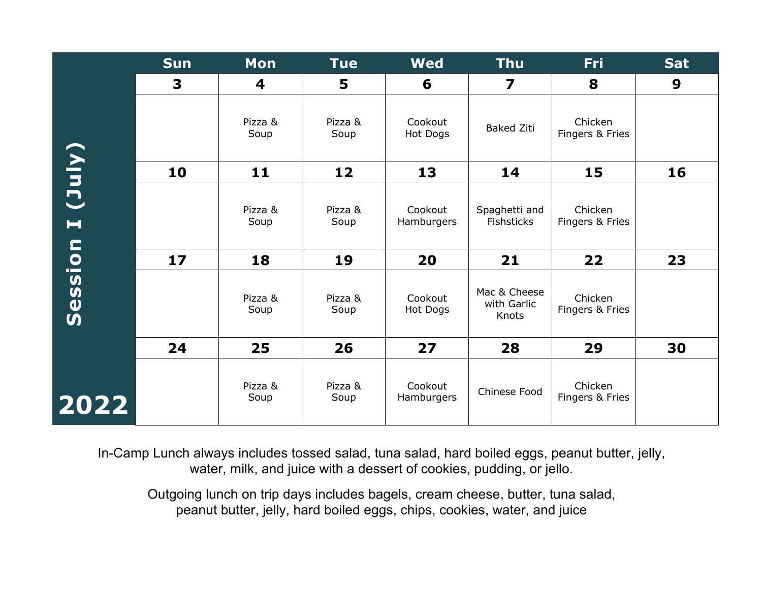# Session I (July) 2022

| Sun | Mon | Tue | Wed | Thu | Fri | Sat |
|---|---|---|---|---|---|---|
| **3** | **4** | **5** | **6** | **7** | **8** | **9** |
| | Pizza & Soup | Pizza & Soup | Cookout Hot Dogs | Baked Ziti | Chicken Fingers & Fries | |
| **10** | **11** | **12** | **13** | **14** | **15** | **16** |
| | Pizza & Soup | Pizza & Soup | Cookout Hamburgers | Spaghetti and Fishsticks | Chicken Fingers & Fries | |
| **17** | **18** | **19** | **20** | **21** | **22** | **23** |
| | Pizza & Soup | Pizza & Soup | Cookout Hot Dogs | Mac & Cheese with Garlic Knots | Chicken Fingers & Fries | |
| **24** | **25** | **26** | **27** | **28** | **29** | **30** |
| | Pizza & Soup | Pizza & Soup | Cookout Hamburgers | Chinese Food | Chicken Fingers & Fries | |

In-Camp Lunch always includes tossed salad, tuna salad, hard boiled eggs, peanut butter, jelly, water, milk, and juice with a dessert of cookies, pudding, or jello.

Outgoing lunch on trip days includes bagels, cream cheese, butter, tuna salad, peanut butter, jelly, hard boiled eggs, chips, cookies, water, and juice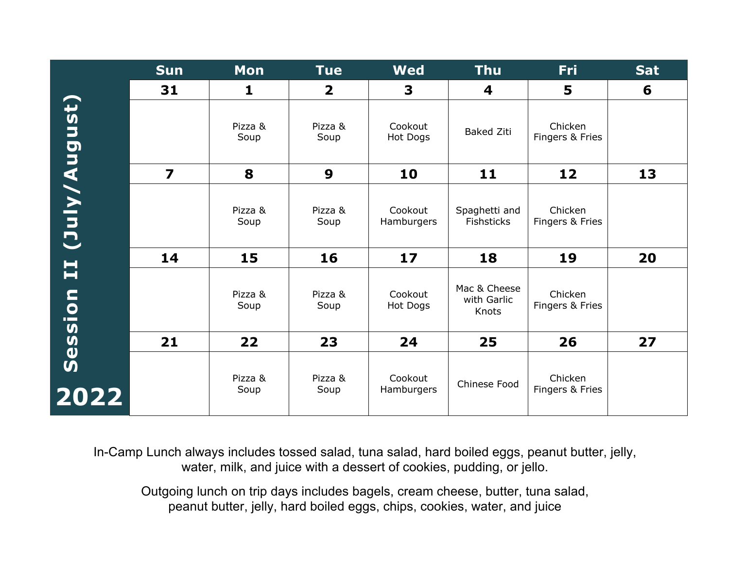# Session II (July/August) 2022

| Sun | Mon | Tue | Wed | Thu | Fri | Sat |
|---|---|---|---|---|---|---|
| **31** | **1** | **2** | **3** | **4** | **5** | **6** |
| | Pizza & Soup | Pizza & Soup | Cookout Hot Dogs | Baked Ziti | Chicken Fingers & Fries | |
| **7** | **8** | **9** | **10** | **11** | **12** | **13** |
| | Pizza & Soup | Pizza & Soup | Cookout Hamburgers | Spaghetti and Fishsticks | Chicken Fingers & Fries | |
| **14** | **15** | **16** | **17** | **18** | **19** | **20** |
| | Pizza & Soup | Pizza & Soup | Cookout Hot Dogs | Mac & Cheese with Garlic Knots | Chicken Fingers & Fries | |
| **21** | **22** | **23** | **24** | **25** | **26** | **27** |
| | Pizza & Soup | Pizza & Soup | Cookout Hamburgers | Chinese Food | Chicken Fingers & Fries | |

In-Camp Lunch always includes tossed salad, tuna salad, hard boiled eggs, peanut butter, jelly, water, milk, and juice with a dessert of cookies, pudding, or jello.

Outgoing lunch on trip days includes bagels, cream cheese, butter, tuna salad, peanut butter, jelly, hard boiled eggs, chips, cookies, water, and juice